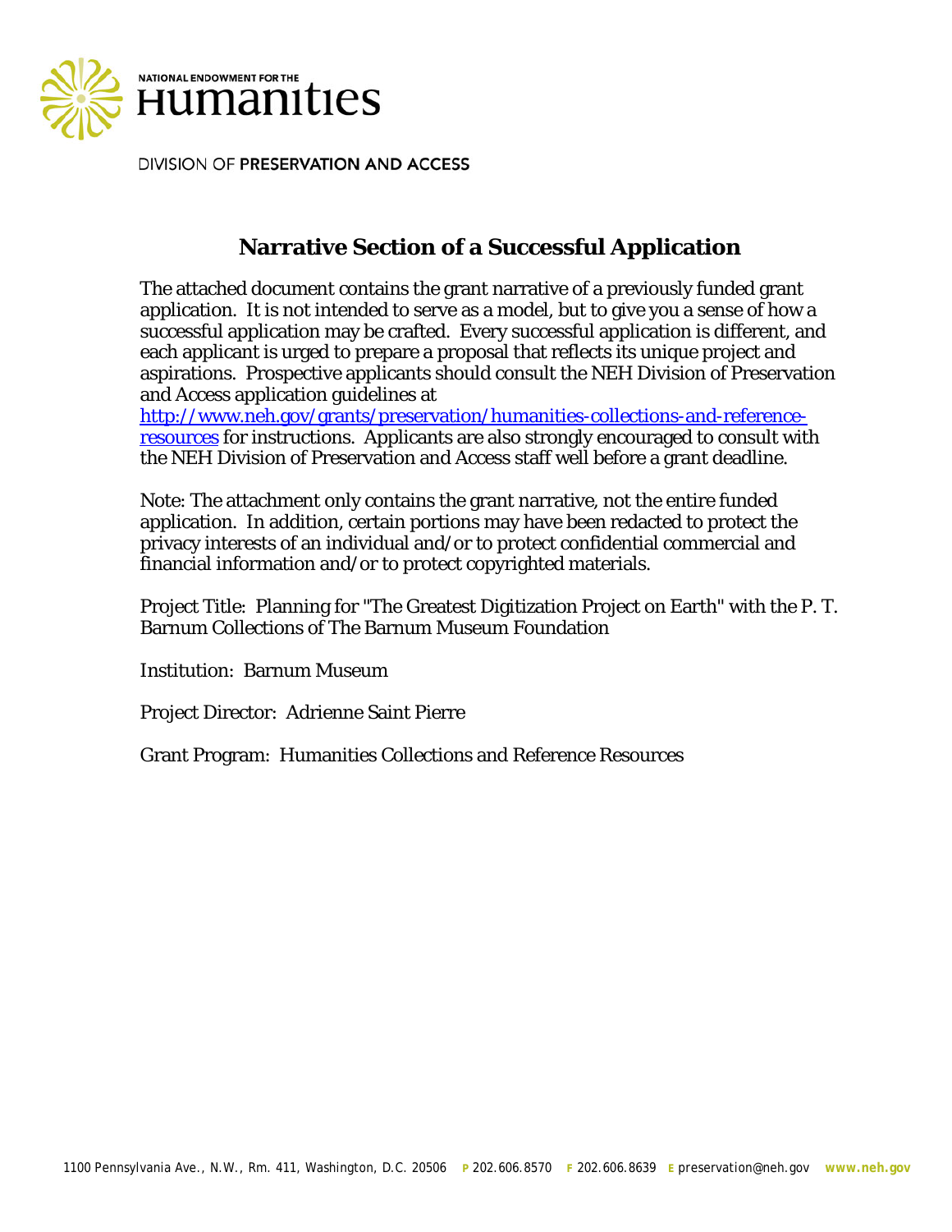NATIONAL ENDOWMENT FOR THE

# Humanities

DIVISION OF **PRESERVATION AND ACCESS**

## Narrative Section of a Successful Application

The attached document contains the grant narrative of a previously funded grant application. It is not intended to serve as a model, but to give you a sense of how a successful application may be crafted. Every successful application is different, and each applicant is urged to prepare a proposal that reflects its unique project and aspirations. Prospective applicants should consult the NEH Division of Preservation and Access application guidelines at [http://www.neh.gov/grants/preservation/humanities-collections-and-reference-resources](http://www.neh.gov/grants/preservation/humanities-collections-and-reference-resources) for instructions. Applicants are also strongly encouraged to consult with the NEH Division of Preservation and Access staff well before a grant deadline.

Note: The attachment only contains the grant narrative, not the entire funded application. In addition, certain portions may have been redacted to protect the privacy interests of an individual and/or to protect confidential commercial and financial information and/or to protect copyrighted materials.

Project Title: Planning for "The Greatest Digitization Project on Earth" with the P. T. Barnum Collections of The Barnum Museum Foundation

Institution: Barnum Museum

Project Director: Adrienne Saint Pierre

Grant Program: Humanities Collections and Reference Resources

1100 Pennsylvania Ave., N.W., Rm. 411, Washington, D.C. 20506 **P** 202.606.8570 **F** 202.606.8639 **E** preservation@neh.gov **www.neh.gov**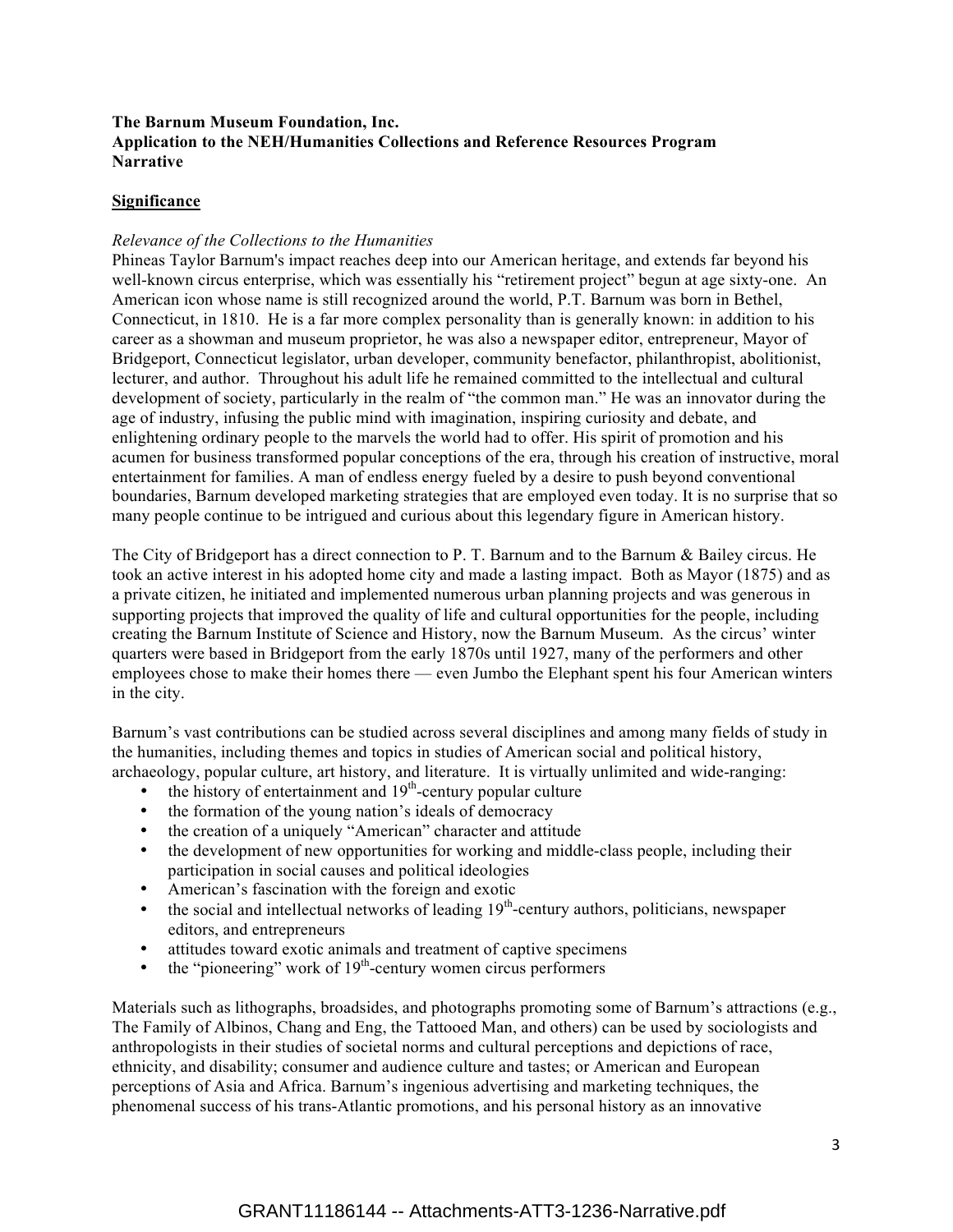**The Barnum Museum Foundation, Inc.**
**Application to the NEH/Humanities Collections and Reference Resources Program**
**Narrative**

## Significance

*Relevance of the Collections to the Humanities*

Phineas Taylor Barnum's impact reaches deep into our American heritage, and extends far beyond his well-known circus enterprise, which was essentially his "retirement project" begun at age sixty-one. An American icon whose name is still recognized around the world, P.T. Barnum was born in Bethel, Connecticut, in 1810. He is a far more complex personality than is generally known: in addition to his career as a showman and museum proprietor, he was also a newspaper editor, entrepreneur, Mayor of Bridgeport, Connecticut legislator, urban developer, community benefactor, philanthropist, abolitionist, lecturer, and author. Throughout his adult life he remained committed to the intellectual and cultural development of society, particularly in the realm of "the common man." He was an innovator during the age of industry, infusing the public mind with imagination, inspiring curiosity and debate, and enlightening ordinary people to the marvels the world had to offer. His spirit of promotion and his acumen for business transformed popular conceptions of the era, through his creation of instructive, moral entertainment for families. A man of endless energy fueled by a desire to push beyond conventional boundaries, Barnum developed marketing strategies that are employed even today. It is no surprise that so many people continue to be intrigued and curious about this legendary figure in American history.

The City of Bridgeport has a direct connection to P. T. Barnum and to the Barnum & Bailey circus. He took an active interest in his adopted home city and made a lasting impact. Both as Mayor (1875) and as a private citizen, he initiated and implemented numerous urban planning projects and was generous in supporting projects that improved the quality of life and cultural opportunities for the people, including creating the Barnum Institute of Science and History, now the Barnum Museum. As the circus' winter quarters were based in Bridgeport from the early 1870s until 1927, many of the performers and other employees chose to make their homes there — even Jumbo the Elephant spent his four American winters in the city.

Barnum's vast contributions can be studied across several disciplines and among many fields of study in the humanities, including themes and topics in studies of American social and political history, archaeology, popular culture, art history, and literature. It is virtually unlimited and wide-ranging:

- the history of entertainment and 19th-century popular culture
- the formation of the young nation's ideals of democracy
- the creation of a uniquely "American" character and attitude
- the development of new opportunities for working and middle-class people, including their participation in social causes and political ideologies
- American's fascination with the foreign and exotic
- the social and intellectual networks of leading 19th-century authors, politicians, newspaper editors, and entrepreneurs
- attitudes toward exotic animals and treatment of captive specimens
- the "pioneering" work of 19th-century women circus performers

Materials such as lithographs, broadsides, and photographs promoting some of Barnum's attractions (e.g., The Family of Albinos, Chang and Eng, the Tattooed Man, and others) can be used by sociologists and anthropologists in their studies of societal norms and cultural perceptions and depictions of race, ethnicity, and disability; consumer and audience culture and tastes; or American and European perceptions of Asia and Africa. Barnum's ingenious advertising and marketing techniques, the phenomenal success of his trans-Atlantic promotions, and his personal history as an innovative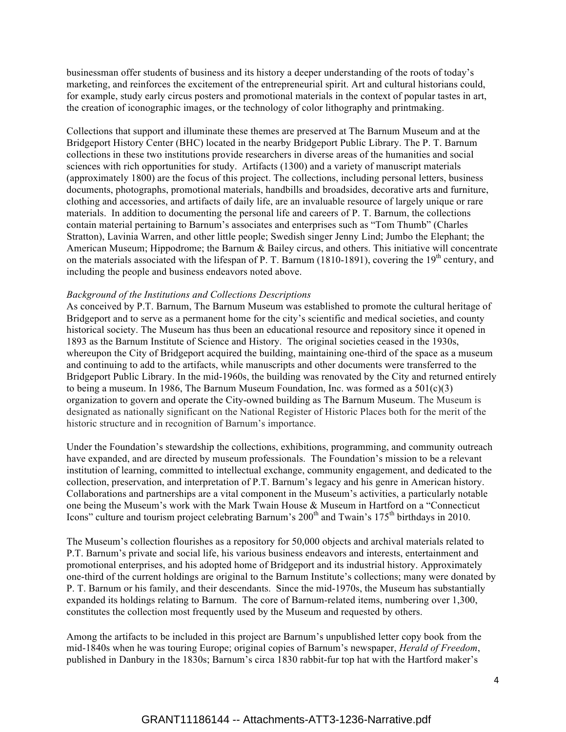businessman offer students of business and its history a deeper understanding of the roots of today's marketing, and reinforces the excitement of the entrepreneurial spirit. Art and cultural historians could, for example, study early circus posters and promotional materials in the context of popular tastes in art, the creation of iconographic images, or the technology of color lithography and printmaking.

Collections that support and illuminate these themes are preserved at The Barnum Museum and at the Bridgeport History Center (BHC) located in the nearby Bridgeport Public Library. The P. T. Barnum collections in these two institutions provide researchers in diverse areas of the humanities and social sciences with rich opportunities for study. Artifacts (1300) and a variety of manuscript materials (approximately 1800) are the focus of this project. The collections, including personal letters, business documents, photographs, promotional materials, handbills and broadsides, decorative arts and furniture, clothing and accessories, and artifacts of daily life, are an invaluable resource of largely unique or rare materials. In addition to documenting the personal life and careers of P. T. Barnum, the collections contain material pertaining to Barnum's associates and enterprises such as "Tom Thumb" (Charles Stratton), Lavinia Warren, and other little people; Swedish singer Jenny Lind; Jumbo the Elephant; the American Museum; Hippodrome; the Barnum & Bailey circus, and others. This initiative will concentrate on the materials associated with the lifespan of P. T. Barnum (1810-1891), covering the 19th century, and including the people and business endeavors noted above.

*Background of the Institutions and Collections Descriptions*

As conceived by P.T. Barnum, The Barnum Museum was established to promote the cultural heritage of Bridgeport and to serve as a permanent home for the city's scientific and medical societies, and county historical society. The Museum has thus been an educational resource and repository since it opened in 1893 as the Barnum Institute of Science and History. The original societies ceased in the 1930s, whereupon the City of Bridgeport acquired the building, maintaining one-third of the space as a museum and continuing to add to the artifacts, while manuscripts and other documents were transferred to the Bridgeport Public Library. In the mid-1960s, the building was renovated by the City and returned entirely to being a museum. In 1986, The Barnum Museum Foundation, Inc. was formed as a 501(c)(3) organization to govern and operate the City-owned building as The Barnum Museum. The Museum is designated as nationally significant on the National Register of Historic Places both for the merit of the historic structure and in recognition of Barnum's importance.

Under the Foundation's stewardship the collections, exhibitions, programming, and community outreach have expanded, and are directed by museum professionals. The Foundation's mission to be a relevant institution of learning, committed to intellectual exchange, community engagement, and dedicated to the collection, preservation, and interpretation of P.T. Barnum's legacy and his genre in American history. Collaborations and partnerships are a vital component in the Museum's activities, a particularly notable one being the Museum's work with the Mark Twain House & Museum in Hartford on a "Connecticut Icons" culture and tourism project celebrating Barnum's 200th and Twain's 175th birthdays in 2010.

The Museum's collection flourishes as a repository for 50,000 objects and archival materials related to P.T. Barnum's private and social life, his various business endeavors and interests, entertainment and promotional enterprises, and his adopted home of Bridgeport and its industrial history. Approximately one-third of the current holdings are original to the Barnum Institute's collections; many were donated by P. T. Barnum or his family, and their descendants. Since the mid-1970s, the Museum has substantially expanded its holdings relating to Barnum. The core of Barnum-related items, numbering over 1,300, constitutes the collection most frequently used by the Museum and requested by others.

Among the artifacts to be included in this project are Barnum's unpublished letter copy book from the mid-1840s when he was touring Europe; original copies of Barnum's newspaper, *Herald of Freedom*, published in Danbury in the 1830s; Barnum's circa 1830 rabbit-fur top hat with the Hartford maker's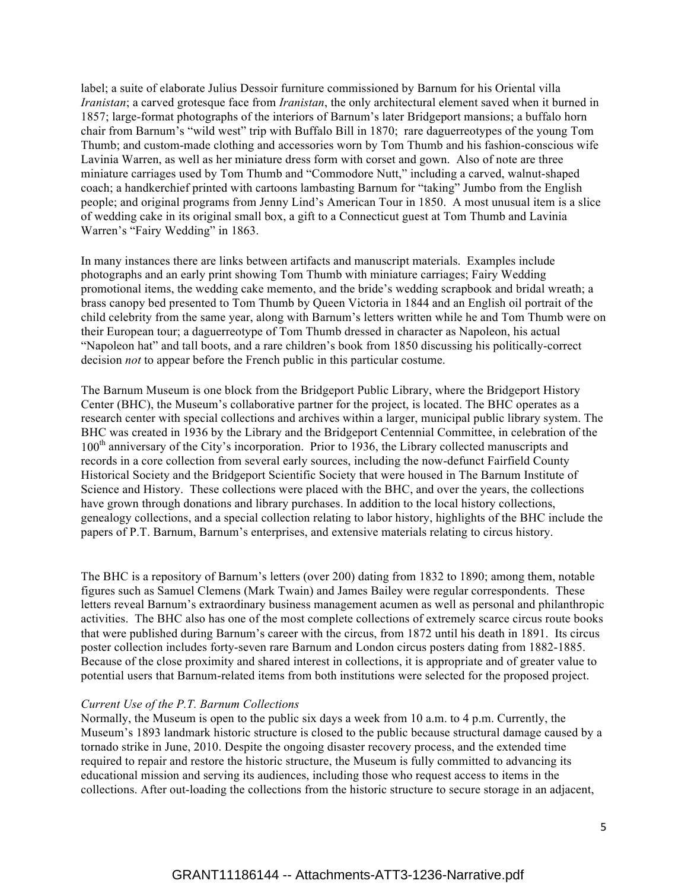label; a suite of elaborate Julius Dessoir furniture commissioned by Barnum for his Oriental villa *Iranistan*; a carved grotesque face from *Iranistan*, the only architectural element saved when it burned in 1857; large-format photographs of the interiors of Barnum's later Bridgeport mansions; a buffalo horn chair from Barnum's "wild west" trip with Buffalo Bill in 1870; rare daguerreotypes of the young Tom Thumb; and custom-made clothing and accessories worn by Tom Thumb and his fashion-conscious wife Lavinia Warren, as well as her miniature dress form with corset and gown. Also of note are three miniature carriages used by Tom Thumb and "Commodore Nutt," including a carved, walnut-shaped coach; a handkerchief printed with cartoons lambasting Barnum for "taking" Jumbo from the English people; and original programs from Jenny Lind's American Tour in 1850. A most unusual item is a slice of wedding cake in its original small box, a gift to a Connecticut guest at Tom Thumb and Lavinia Warren's "Fairy Wedding" in 1863.

In many instances there are links between artifacts and manuscript materials. Examples include photographs and an early print showing Tom Thumb with miniature carriages; Fairy Wedding promotional items, the wedding cake memento, and the bride's wedding scrapbook and bridal wreath; a brass canopy bed presented to Tom Thumb by Queen Victoria in 1844 and an English oil portrait of the child celebrity from the same year, along with Barnum's letters written while he and Tom Thumb were on their European tour; a daguerreotype of Tom Thumb dressed in character as Napoleon, his actual "Napoleon hat" and tall boots, and a rare children's book from 1850 discussing his politically-correct decision *not* to appear before the French public in this particular costume.

The Barnum Museum is one block from the Bridgeport Public Library, where the Bridgeport History Center (BHC), the Museum's collaborative partner for the project, is located. The BHC operates as a research center with special collections and archives within a larger, municipal public library system. The BHC was created in 1936 by the Library and the Bridgeport Centennial Committee, in celebration of the 100th anniversary of the City's incorporation. Prior to 1936, the Library collected manuscripts and records in a core collection from several early sources, including the now-defunct Fairfield County Historical Society and the Bridgeport Scientific Society that were housed in The Barnum Institute of Science and History. These collections were placed with the BHC, and over the years, the collections have grown through donations and library purchases. In addition to the local history collections, genealogy collections, and a special collection relating to labor history, highlights of the BHC include the papers of P.T. Barnum, Barnum's enterprises, and extensive materials relating to circus history.

The BHC is a repository of Barnum's letters (over 200) dating from 1832 to 1890; among them, notable figures such as Samuel Clemens (Mark Twain) and James Bailey were regular correspondents. These letters reveal Barnum's extraordinary business management acumen as well as personal and philanthropic activities. The BHC also has one of the most complete collections of extremely scarce circus route books that were published during Barnum's career with the circus, from 1872 until his death in 1891. Its circus poster collection includes forty-seven rare Barnum and London circus posters dating from 1882-1885. Because of the close proximity and shared interest in collections, it is appropriate and of greater value to potential users that Barnum-related items from both institutions were selected for the proposed project.

*Current Use of the P.T. Barnum Collections*

Normally, the Museum is open to the public six days a week from 10 a.m. to 4 p.m. Currently, the Museum's 1893 landmark historic structure is closed to the public because structural damage caused by a tornado strike in June, 2010. Despite the ongoing disaster recovery process, and the extended time required to repair and restore the historic structure, the Museum is fully committed to advancing its educational mission and serving its audiences, including those who request access to items in the collections. After out-loading the collections from the historic structure to secure storage in an adjacent,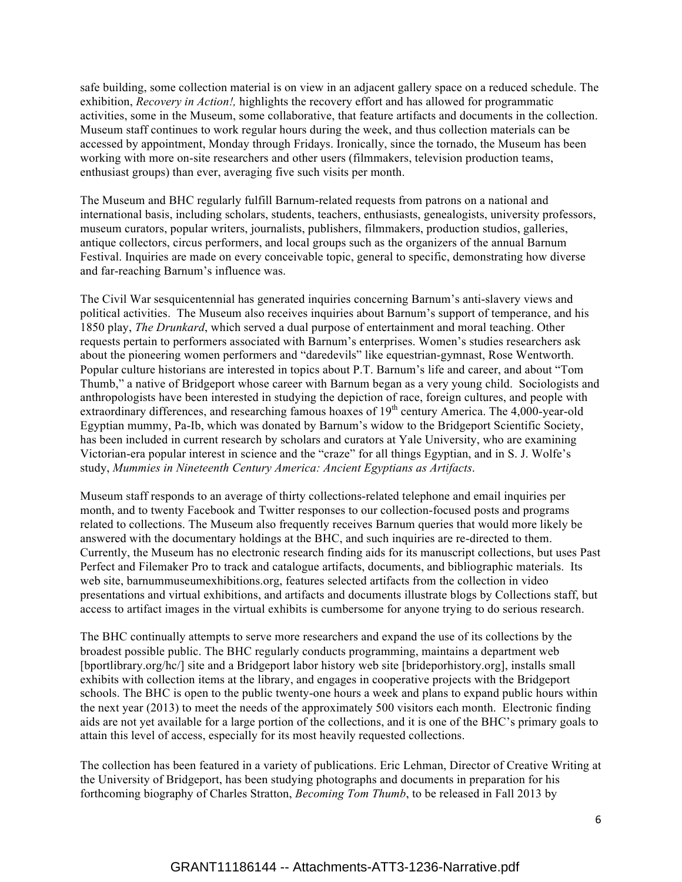safe building, some collection material is on view in an adjacent gallery space on a reduced schedule. The exhibition, *Recovery in Action!,* highlights the recovery effort and has allowed for programmatic activities, some in the Museum, some collaborative, that feature artifacts and documents in the collection. Museum staff continues to work regular hours during the week, and thus collection materials can be accessed by appointment, Monday through Fridays. Ironically, since the tornado, the Museum has been working with more on-site researchers and other users (filmmakers, television production teams, enthusiast groups) than ever, averaging five such visits per month.

The Museum and BHC regularly fulfill Barnum-related requests from patrons on a national and international basis, including scholars, students, teachers, enthusiasts, genealogists, university professors, museum curators, popular writers, journalists, publishers, filmmakers, production studios, galleries, antique collectors, circus performers, and local groups such as the organizers of the annual Barnum Festival. Inquiries are made on every conceivable topic, general to specific, demonstrating how diverse and far-reaching Barnum's influence was.

The Civil War sesquicentennial has generated inquiries concerning Barnum's anti-slavery views and political activities. The Museum also receives inquiries about Barnum's support of temperance, and his 1850 play, *The Drunkard*, which served a dual purpose of entertainment and moral teaching. Other requests pertain to performers associated with Barnum's enterprises. Women's studies researchers ask about the pioneering women performers and "daredevils" like equestrian-gymnast, Rose Wentworth. Popular culture historians are interested in topics about P.T. Barnum's life and career, and about "Tom Thumb," a native of Bridgeport whose career with Barnum began as a very young child. Sociologists and anthropologists have been interested in studying the depiction of race, foreign cultures, and people with extraordinary differences, and researching famous hoaxes of 19th century America. The 4,000-year-old Egyptian mummy, Pa-Ib, which was donated by Barnum's widow to the Bridgeport Scientific Society, has been included in current research by scholars and curators at Yale University, who are examining Victorian-era popular interest in science and the "craze" for all things Egyptian, and in S. J. Wolfe's study, *Mummies in Nineteenth Century America: Ancient Egyptians as Artifacts*.

Museum staff responds to an average of thirty collections-related telephone and email inquiries per month, and to twenty Facebook and Twitter responses to our collection-focused posts and programs related to collections. The Museum also frequently receives Barnum queries that would more likely be answered with the documentary holdings at the BHC, and such inquiries are re-directed to them. Currently, the Museum has no electronic research finding aids for its manuscript collections, but uses Past Perfect and Filemaker Pro to track and catalogue artifacts, documents, and bibliographic materials. Its web site, barnummuseumexhibitions.org, features selected artifacts from the collection in video presentations and virtual exhibitions, and artifacts and documents illustrate blogs by Collections staff, but access to artifact images in the virtual exhibits is cumbersome for anyone trying to do serious research.

The BHC continually attempts to serve more researchers and expand the use of its collections by the broadest possible public. The BHC regularly conducts programming, maintains a department web [bportlibrary.org/hc/] site and a Bridgeport labor history web site [brideporhistory.org], installs small exhibits with collection items at the library, and engages in cooperative projects with the Bridgeport schools. The BHC is open to the public twenty-one hours a week and plans to expand public hours within the next year (2013) to meet the needs of the approximately 500 visitors each month. Electronic finding aids are not yet available for a large portion of the collections, and it is one of the BHC's primary goals to attain this level of access, especially for its most heavily requested collections.

The collection has been featured in a variety of publications. Eric Lehman, Director of Creative Writing at the University of Bridgeport, has been studying photographs and documents in preparation for his forthcoming biography of Charles Stratton, *Becoming Tom Thumb*, to be released in Fall 2013 by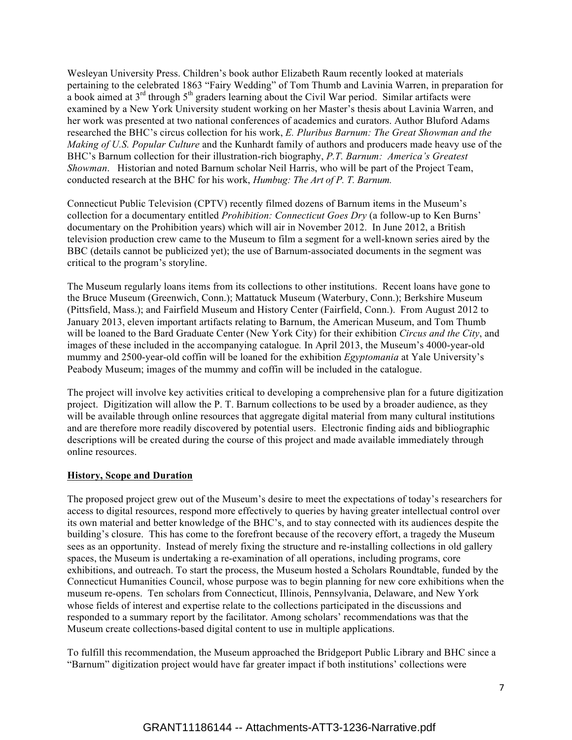Wesleyan University Press. Children's book author Elizabeth Raum recently looked at materials pertaining to the celebrated 1863 "Fairy Wedding" of Tom Thumb and Lavinia Warren, in preparation for a book aimed at 3rd through 5th graders learning about the Civil War period. Similar artifacts were examined by a New York University student working on her Master's thesis about Lavinia Warren, and her work was presented at two national conferences of academics and curators. Author Bluford Adams researched the BHC's circus collection for his work, *E. Pluribus Barnum: The Great Showman and the Making of U.S. Popular Culture* and the Kunhardt family of authors and producers made heavy use of the BHC's Barnum collection for their illustration-rich biography, *P.T. Barnum: America's Greatest Showman*. Historian and noted Barnum scholar Neil Harris, who will be part of the Project Team, conducted research at the BHC for his work, *Humbug: The Art of P. T. Barnum.*

Connecticut Public Television (CPTV) recently filmed dozens of Barnum items in the Museum's collection for a documentary entitled *Prohibition: Connecticut Goes Dry* (a follow-up to Ken Burns' documentary on the Prohibition years) which will air in November 2012. In June 2012, a British television production crew came to the Museum to film a segment for a well-known series aired by the BBC (details cannot be publicized yet); the use of Barnum-associated documents in the segment was critical to the program's storyline.

The Museum regularly loans items from its collections to other institutions. Recent loans have gone to the Bruce Museum (Greenwich, Conn.); Mattatuck Museum (Waterbury, Conn.); Berkshire Museum (Pittsfield, Mass.); and Fairfield Museum and History Center (Fairfield, Conn.). From August 2012 to January 2013, eleven important artifacts relating to Barnum, the American Museum, and Tom Thumb will be loaned to the Bard Graduate Center (New York City) for their exhibition *Circus and the City*, and images of these included in the accompanying catalogue*.* In April 2013, the Museum's 4000-year-old mummy and 2500-year-old coffin will be loaned for the exhibition *Egyptomania* at Yale University's Peabody Museum; images of the mummy and coffin will be included in the catalogue.

The project will involve key activities critical to developing a comprehensive plan for a future digitization project. Digitization will allow the P. T. Barnum collections to be used by a broader audience, as they will be available through online resources that aggregate digital material from many cultural institutions and are therefore more readily discovered by potential users. Electronic finding aids and bibliographic descriptions will be created during the course of this project and made available immediately through online resources.

## History, Scope and Duration

The proposed project grew out of the Museum's desire to meet the expectations of today's researchers for access to digital resources, respond more effectively to queries by having greater intellectual control over its own material and better knowledge of the BHC's, and to stay connected with its audiences despite the building's closure. This has come to the forefront because of the recovery effort, a tragedy the Museum sees as an opportunity. Instead of merely fixing the structure and re-installing collections in old gallery spaces, the Museum is undertaking a re-examination of all operations, including programs, core exhibitions, and outreach. To start the process, the Museum hosted a Scholars Roundtable, funded by the Connecticut Humanities Council, whose purpose was to begin planning for new core exhibitions when the museum re-opens. Ten scholars from Connecticut, Illinois, Pennsylvania, Delaware, and New York whose fields of interest and expertise relate to the collections participated in the discussions and responded to a summary report by the facilitator. Among scholars' recommendations was that the Museum create collections-based digital content to use in multiple applications.

To fulfill this recommendation, the Museum approached the Bridgeport Public Library and BHC since a "Barnum" digitization project would have far greater impact if both institutions' collections were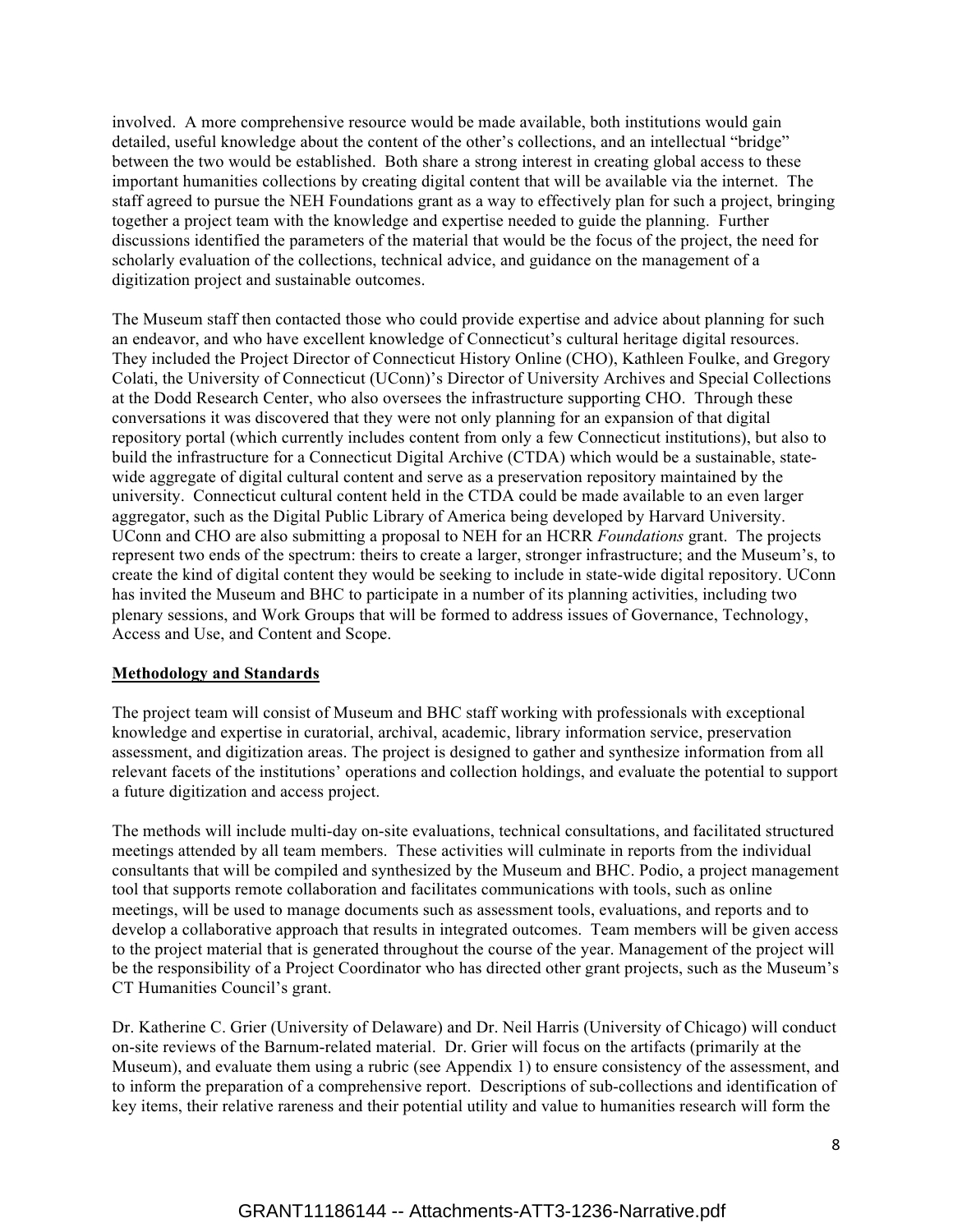involved. A more comprehensive resource would be made available, both institutions would gain detailed, useful knowledge about the content of the other's collections, and an intellectual "bridge" between the two would be established. Both share a strong interest in creating global access to these important humanities collections by creating digital content that will be available via the internet. The staff agreed to pursue the NEH Foundations grant as a way to effectively plan for such a project, bringing together a project team with the knowledge and expertise needed to guide the planning. Further discussions identified the parameters of the material that would be the focus of the project, the need for scholarly evaluation of the collections, technical advice, and guidance on the management of a digitization project and sustainable outcomes.

The Museum staff then contacted those who could provide expertise and advice about planning for such an endeavor, and who have excellent knowledge of Connecticut's cultural heritage digital resources. They included the Project Director of Connecticut History Online (CHO), Kathleen Foulke, and Gregory Colati, the University of Connecticut (UConn)'s Director of University Archives and Special Collections at the Dodd Research Center, who also oversees the infrastructure supporting CHO. Through these conversations it was discovered that they were not only planning for an expansion of that digital repository portal (which currently includes content from only a few Connecticut institutions), but also to build the infrastructure for a Connecticut Digital Archive (CTDA) which would be a sustainable, state-wide aggregate of digital cultural content and serve as a preservation repository maintained by the university. Connecticut cultural content held in the CTDA could be made available to an even larger aggregator, such as the Digital Public Library of America being developed by Harvard University. UConn and CHO are also submitting a proposal to NEH for an HCRR *Foundations* grant. The projects represent two ends of the spectrum: theirs to create a larger, stronger infrastructure; and the Museum's, to create the kind of digital content they would be seeking to include in state-wide digital repository. UConn has invited the Museum and BHC to participate in a number of its planning activities, including two plenary sessions, and Work Groups that will be formed to address issues of Governance, Technology, Access and Use, and Content and Scope.

**Methodology and Standards**

The project team will consist of Museum and BHC staff working with professionals with exceptional knowledge and expertise in curatorial, archival, academic, library information service, preservation assessment, and digitization areas. The project is designed to gather and synthesize information from all relevant facets of the institutions' operations and collection holdings, and evaluate the potential to support a future digitization and access project.

The methods will include multi-day on-site evaluations, technical consultations, and facilitated structured meetings attended by all team members. These activities will culminate in reports from the individual consultants that will be compiled and synthesized by the Museum and BHC. Podio, a project management tool that supports remote collaboration and facilitates communications with tools, such as online meetings, will be used to manage documents such as assessment tools, evaluations, and reports and to develop a collaborative approach that results in integrated outcomes. Team members will be given access to the project material that is generated throughout the course of the year. Management of the project will be the responsibility of a Project Coordinator who has directed other grant projects, such as the Museum's CT Humanities Council's grant.

Dr. Katherine C. Grier (University of Delaware) and Dr. Neil Harris (University of Chicago) will conduct on-site reviews of the Barnum-related material. Dr. Grier will focus on the artifacts (primarily at the Museum), and evaluate them using a rubric (see Appendix 1) to ensure consistency of the assessment, and to inform the preparation of a comprehensive report. Descriptions of sub-collections and identification of key items, their relative rareness and their potential utility and value to humanities research will form the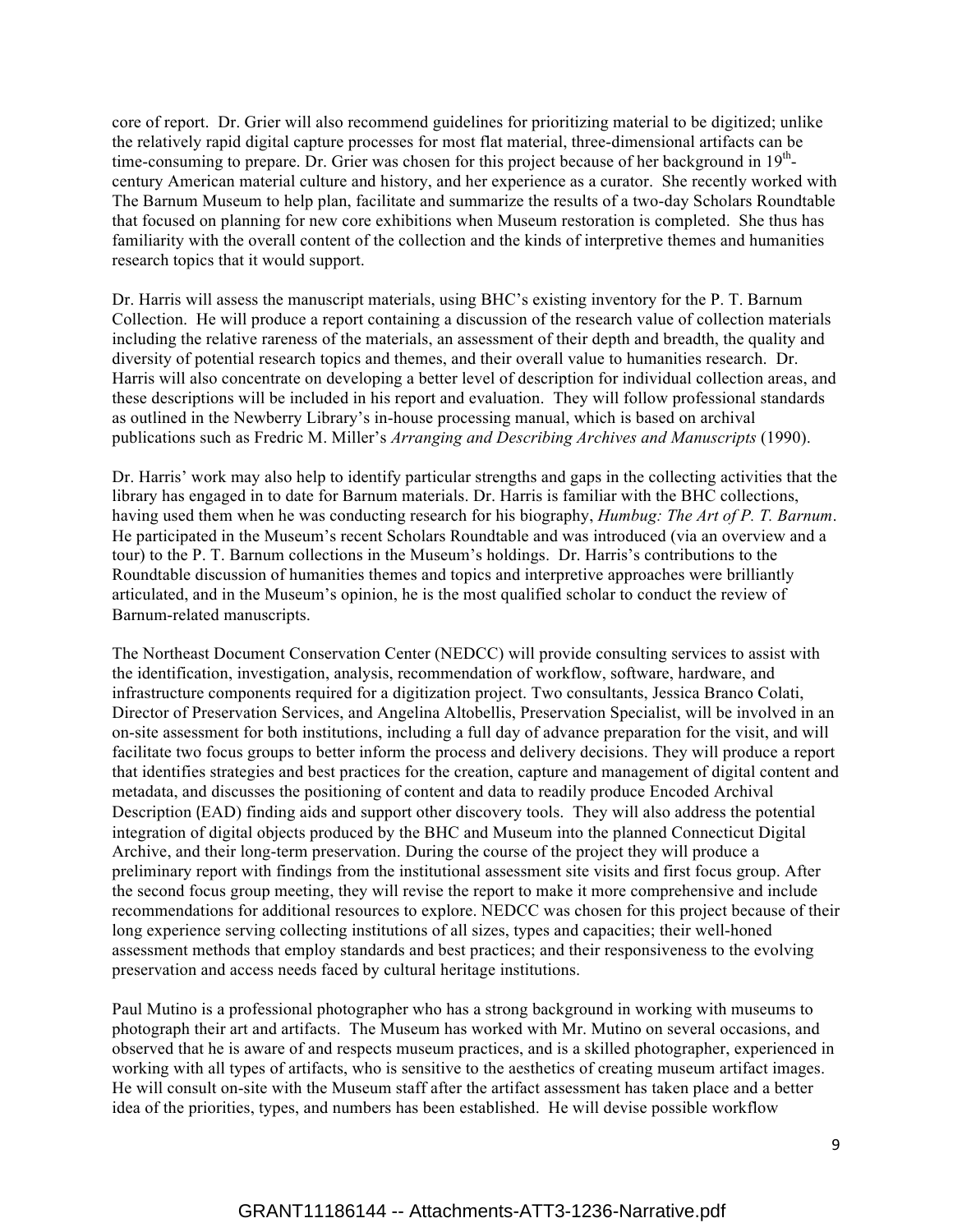core of report. Dr. Grier will also recommend guidelines for prioritizing material to be digitized; unlike the relatively rapid digital capture processes for most flat material, three-dimensional artifacts can be time-consuming to prepare. Dr. Grier was chosen for this project because of her background in 19th-century American material culture and history, and her experience as a curator. She recently worked with The Barnum Museum to help plan, facilitate and summarize the results of a two-day Scholars Roundtable that focused on planning for new core exhibitions when Museum restoration is completed. She thus has familiarity with the overall content of the collection and the kinds of interpretive themes and humanities research topics that it would support.

Dr. Harris will assess the manuscript materials, using BHC's existing inventory for the P. T. Barnum Collection. He will produce a report containing a discussion of the research value of collection materials including the relative rareness of the materials, an assessment of their depth and breadth, the quality and diversity of potential research topics and themes, and their overall value to humanities research. Dr. Harris will also concentrate on developing a better level of description for individual collection areas, and these descriptions will be included in his report and evaluation. They will follow professional standards as outlined in the Newberry Library's in-house processing manual, which is based on archival publications such as Fredric M. Miller's *Arranging and Describing Archives and Manuscripts* (1990).

Dr. Harris' work may also help to identify particular strengths and gaps in the collecting activities that the library has engaged in to date for Barnum materials. Dr. Harris is familiar with the BHC collections, having used them when he was conducting research for his biography, *Humbug: The Art of P. T. Barnum*. He participated in the Museum's recent Scholars Roundtable and was introduced (via an overview and a tour) to the P. T. Barnum collections in the Museum's holdings. Dr. Harris's contributions to the Roundtable discussion of humanities themes and topics and interpretive approaches were brilliantly articulated, and in the Museum's opinion, he is the most qualified scholar to conduct the review of Barnum-related manuscripts.

The Northeast Document Conservation Center (NEDCC) will provide consulting services to assist with the identification, investigation, analysis, recommendation of workflow, software, hardware, and infrastructure components required for a digitization project. Two consultants, Jessica Branco Colati, Director of Preservation Services, and Angelina Altobellis, Preservation Specialist, will be involved in an on-site assessment for both institutions, including a full day of advance preparation for the visit, and will facilitate two focus groups to better inform the process and delivery decisions. They will produce a report that identifies strategies and best practices for the creation, capture and management of digital content and metadata, and discusses the positioning of content and data to readily produce Encoded Archival Description (EAD) finding aids and support other discovery tools. They will also address the potential integration of digital objects produced by the BHC and Museum into the planned Connecticut Digital Archive, and their long-term preservation. During the course of the project they will produce a preliminary report with findings from the institutional assessment site visits and first focus group. After the second focus group meeting, they will revise the report to make it more comprehensive and include recommendations for additional resources to explore. NEDCC was chosen for this project because of their long experience serving collecting institutions of all sizes, types and capacities; their well-honed assessment methods that employ standards and best practices; and their responsiveness to the evolving preservation and access needs faced by cultural heritage institutions.

Paul Mutino is a professional photographer who has a strong background in working with museums to photograph their art and artifacts. The Museum has worked with Mr. Mutino on several occasions, and observed that he is aware of and respects museum practices, and is a skilled photographer, experienced in working with all types of artifacts, who is sensitive to the aesthetics of creating museum artifact images. He will consult on-site with the Museum staff after the artifact assessment has taken place and a better idea of the priorities, types, and numbers has been established. He will devise possible workflow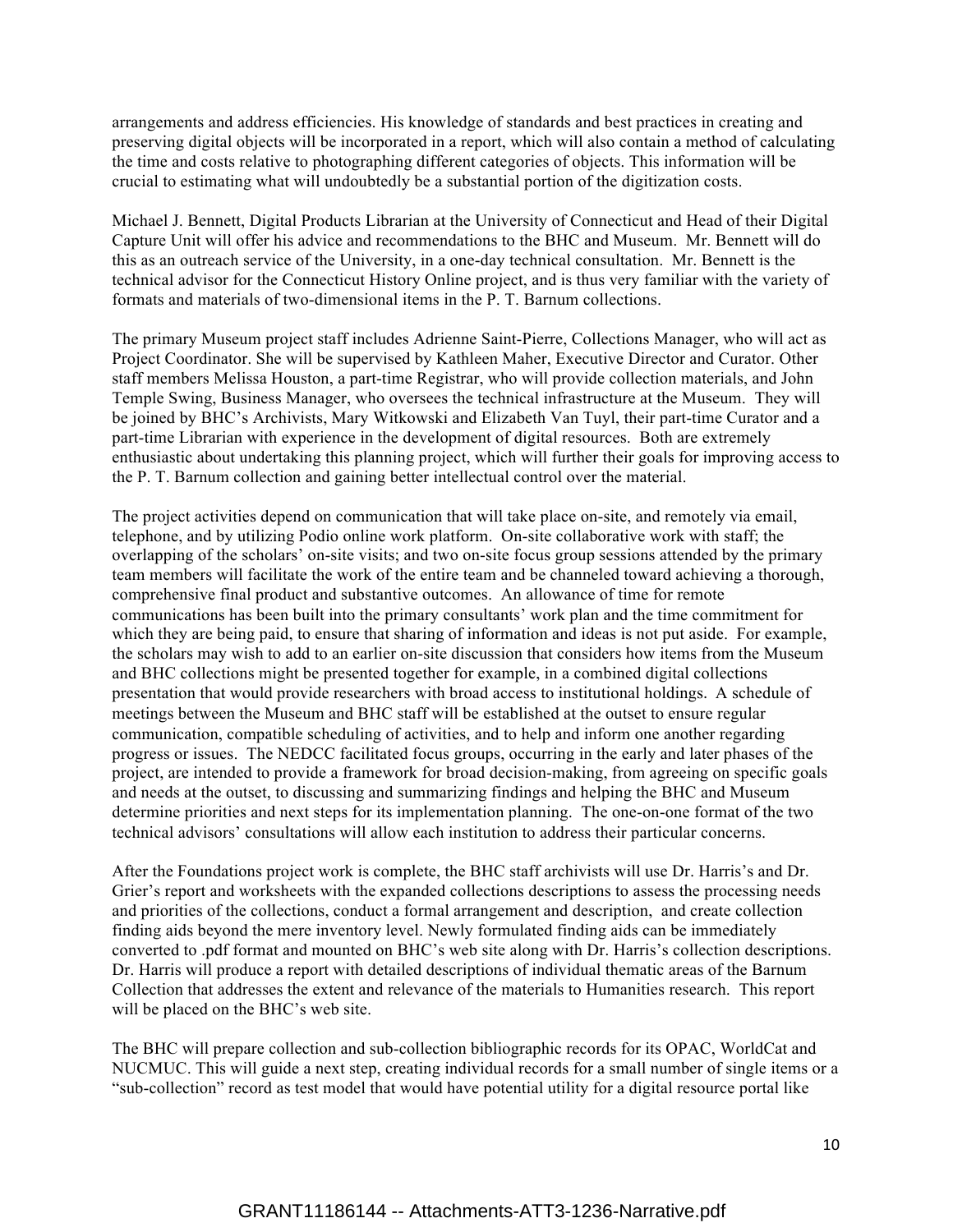arrangements and address efficiencies. His knowledge of standards and best practices in creating and preserving digital objects will be incorporated in a report, which will also contain a method of calculating the time and costs relative to photographing different categories of objects. This information will be crucial to estimating what will undoubtedly be a substantial portion of the digitization costs.

Michael J. Bennett, Digital Products Librarian at the University of Connecticut and Head of their Digital Capture Unit will offer his advice and recommendations to the BHC and Museum. Mr. Bennett will do this as an outreach service of the University, in a one-day technical consultation. Mr. Bennett is the technical advisor for the Connecticut History Online project, and is thus very familiar with the variety of formats and materials of two-dimensional items in the P. T. Barnum collections.

The primary Museum project staff includes Adrienne Saint-Pierre, Collections Manager, who will act as Project Coordinator. She will be supervised by Kathleen Maher, Executive Director and Curator. Other staff members Melissa Houston, a part-time Registrar, who will provide collection materials, and John Temple Swing, Business Manager, who oversees the technical infrastructure at the Museum. They will be joined by BHC's Archivists, Mary Witkowski and Elizabeth Van Tuyl, their part-time Curator and a part-time Librarian with experience in the development of digital resources. Both are extremely enthusiastic about undertaking this planning project, which will further their goals for improving access to the P. T. Barnum collection and gaining better intellectual control over the material.

The project activities depend on communication that will take place on-site, and remotely via email, telephone, and by utilizing Podio online work platform. On-site collaborative work with staff; the overlapping of the scholars' on-site visits; and two on-site focus group sessions attended by the primary team members will facilitate the work of the entire team and be channeled toward achieving a thorough, comprehensive final product and substantive outcomes. An allowance of time for remote communications has been built into the primary consultants' work plan and the time commitment for which they are being paid, to ensure that sharing of information and ideas is not put aside. For example, the scholars may wish to add to an earlier on-site discussion that considers how items from the Museum and BHC collections might be presented together for example, in a combined digital collections presentation that would provide researchers with broad access to institutional holdings. A schedule of meetings between the Museum and BHC staff will be established at the outset to ensure regular communication, compatible scheduling of activities, and to help and inform one another regarding progress or issues. The NEDCC facilitated focus groups, occurring in the early and later phases of the project, are intended to provide a framework for broad decision-making, from agreeing on specific goals and needs at the outset, to discussing and summarizing findings and helping the BHC and Museum determine priorities and next steps for its implementation planning. The one-on-one format of the two technical advisors' consultations will allow each institution to address their particular concerns.

After the Foundations project work is complete, the BHC staff archivists will use Dr. Harris's and Dr. Grier's report and worksheets with the expanded collections descriptions to assess the processing needs and priorities of the collections, conduct a formal arrangement and description, and create collection finding aids beyond the mere inventory level. Newly formulated finding aids can be immediately converted to .pdf format and mounted on BHC's web site along with Dr. Harris's collection descriptions. Dr. Harris will produce a report with detailed descriptions of individual thematic areas of the Barnum Collection that addresses the extent and relevance of the materials to Humanities research. This report will be placed on the BHC's web site.

The BHC will prepare collection and sub-collection bibliographic records for its OPAC, WorldCat and NUCMUC. This will guide a next step, creating individual records for a small number of single items or a "sub-collection" record as test model that would have potential utility for a digital resource portal like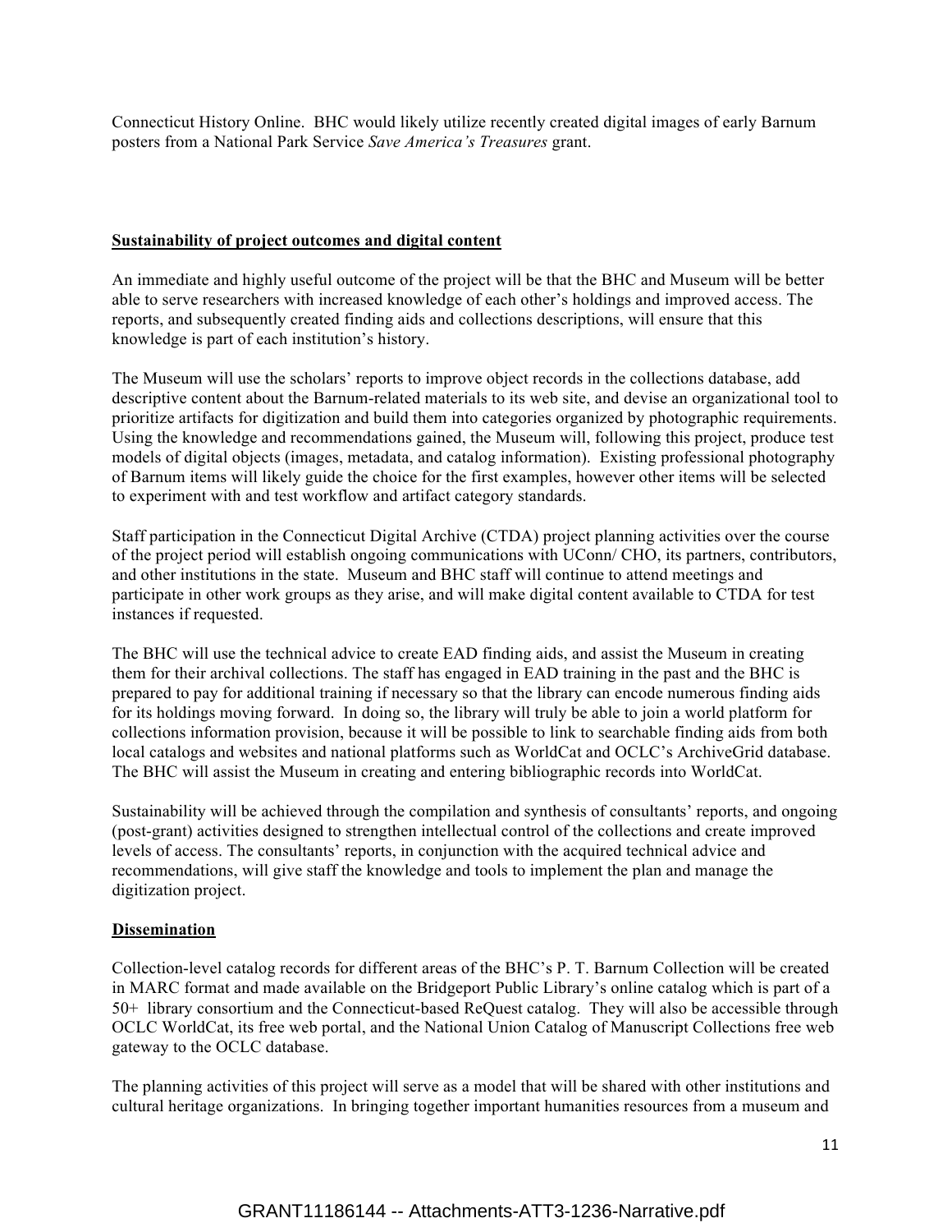Connecticut History Online. BHC would likely utilize recently created digital images of early Barnum posters from a National Park Service *Save America's Treasures* grant.

**Sustainability of project outcomes and digital content**

An immediate and highly useful outcome of the project will be that the BHC and Museum will be better able to serve researchers with increased knowledge of each other's holdings and improved access. The reports, and subsequently created finding aids and collections descriptions, will ensure that this knowledge is part of each institution's history.

The Museum will use the scholars' reports to improve object records in the collections database, add descriptive content about the Barnum-related materials to its web site, and devise an organizational tool to prioritize artifacts for digitization and build them into categories organized by photographic requirements. Using the knowledge and recommendations gained, the Museum will, following this project, produce test models of digital objects (images, metadata, and catalog information). Existing professional photography of Barnum items will likely guide the choice for the first examples, however other items will be selected to experiment with and test workflow and artifact category standards.

Staff participation in the Connecticut Digital Archive (CTDA) project planning activities over the course of the project period will establish ongoing communications with UConn/ CHO, its partners, contributors, and other institutions in the state. Museum and BHC staff will continue to attend meetings and participate in other work groups as they arise, and will make digital content available to CTDA for test instances if requested.

The BHC will use the technical advice to create EAD finding aids, and assist the Museum in creating them for their archival collections. The staff has engaged in EAD training in the past and the BHC is prepared to pay for additional training if necessary so that the library can encode numerous finding aids for its holdings moving forward. In doing so, the library will truly be able to join a world platform for collections information provision, because it will be possible to link to searchable finding aids from both local catalogs and websites and national platforms such as WorldCat and OCLC's ArchiveGrid database. The BHC will assist the Museum in creating and entering bibliographic records into WorldCat.

Sustainability will be achieved through the compilation and synthesis of consultants' reports, and ongoing (post-grant) activities designed to strengthen intellectual control of the collections and create improved levels of access. The consultants' reports, in conjunction with the acquired technical advice and recommendations, will give staff the knowledge and tools to implement the plan and manage the digitization project.

**Dissemination**

Collection-level catalog records for different areas of the BHC's P. T. Barnum Collection will be created in MARC format and made available on the Bridgeport Public Library's online catalog which is part of a 50+ library consortium and the Connecticut-based ReQuest catalog. They will also be accessible through OCLC WorldCat, its free web portal, and the National Union Catalog of Manuscript Collections free web gateway to the OCLC database.

The planning activities of this project will serve as a model that will be shared with other institutions and cultural heritage organizations. In bringing together important humanities resources from a museum and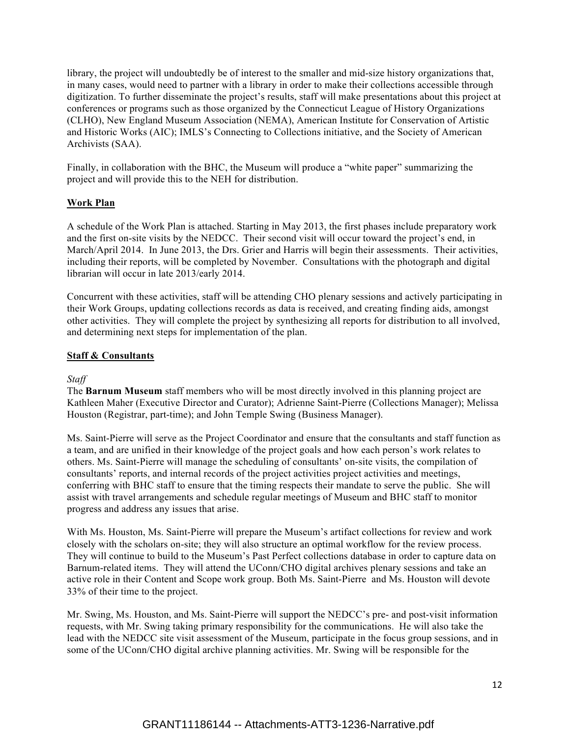library, the project will undoubtedly be of interest to the smaller and mid-size history organizations that, in many cases, would need to partner with a library in order to make their collections accessible through digitization. To further disseminate the project's results, staff will make presentations about this project at conferences or programs such as those organized by the Connecticut League of History Organizations (CLHO), New England Museum Association (NEMA), American Institute for Conservation of Artistic and Historic Works (AIC); IMLS's Connecting to Collections initiative, and the Society of American Archivists (SAA).

Finally, in collaboration with the BHC, the Museum will produce a "white paper" summarizing the project and will provide this to the NEH for distribution.

**Work Plan**

A schedule of the Work Plan is attached. Starting in May 2013, the first phases include preparatory work and the first on-site visits by the NEDCC. Their second visit will occur toward the project's end, in March/April 2014. In June 2013, the Drs. Grier and Harris will begin their assessments. Their activities, including their reports, will be completed by November. Consultations with the photograph and digital librarian will occur in late 2013/early 2014.

Concurrent with these activities, staff will be attending CHO plenary sessions and actively participating in their Work Groups, updating collections records as data is received, and creating finding aids, amongst other activities. They will complete the project by synthesizing all reports for distribution to all involved, and determining next steps for implementation of the plan.

**Staff & Consultants**

*Staff*

The **Barnum Museum** staff members who will be most directly involved in this planning project are Kathleen Maher (Executive Director and Curator); Adrienne Saint-Pierre (Collections Manager); Melissa Houston (Registrar, part-time); and John Temple Swing (Business Manager).

Ms. Saint-Pierre will serve as the Project Coordinator and ensure that the consultants and staff function as a team, and are unified in their knowledge of the project goals and how each person's work relates to others. Ms. Saint-Pierre will manage the scheduling of consultants' on-site visits, the compilation of consultants' reports, and internal records of the project activities project activities and meetings, conferring with BHC staff to ensure that the timing respects their mandate to serve the public. She will assist with travel arrangements and schedule regular meetings of Museum and BHC staff to monitor progress and address any issues that arise.

With Ms. Houston, Ms. Saint-Pierre will prepare the Museum's artifact collections for review and work closely with the scholars on-site; they will also structure an optimal workflow for the review process. They will continue to build to the Museum's Past Perfect collections database in order to capture data on Barnum-related items. They will attend the UConn/CHO digital archives plenary sessions and take an active role in their Content and Scope work group. Both Ms. Saint-Pierre and Ms. Houston will devote 33% of their time to the project.

Mr. Swing, Ms. Houston, and Ms. Saint-Pierre will support the NEDCC's pre- and post-visit information requests, with Mr. Swing taking primary responsibility for the communications. He will also take the lead with the NEDCC site visit assessment of the Museum, participate in the focus group sessions, and in some of the UConn/CHO digital archive planning activities. Mr. Swing will be responsible for the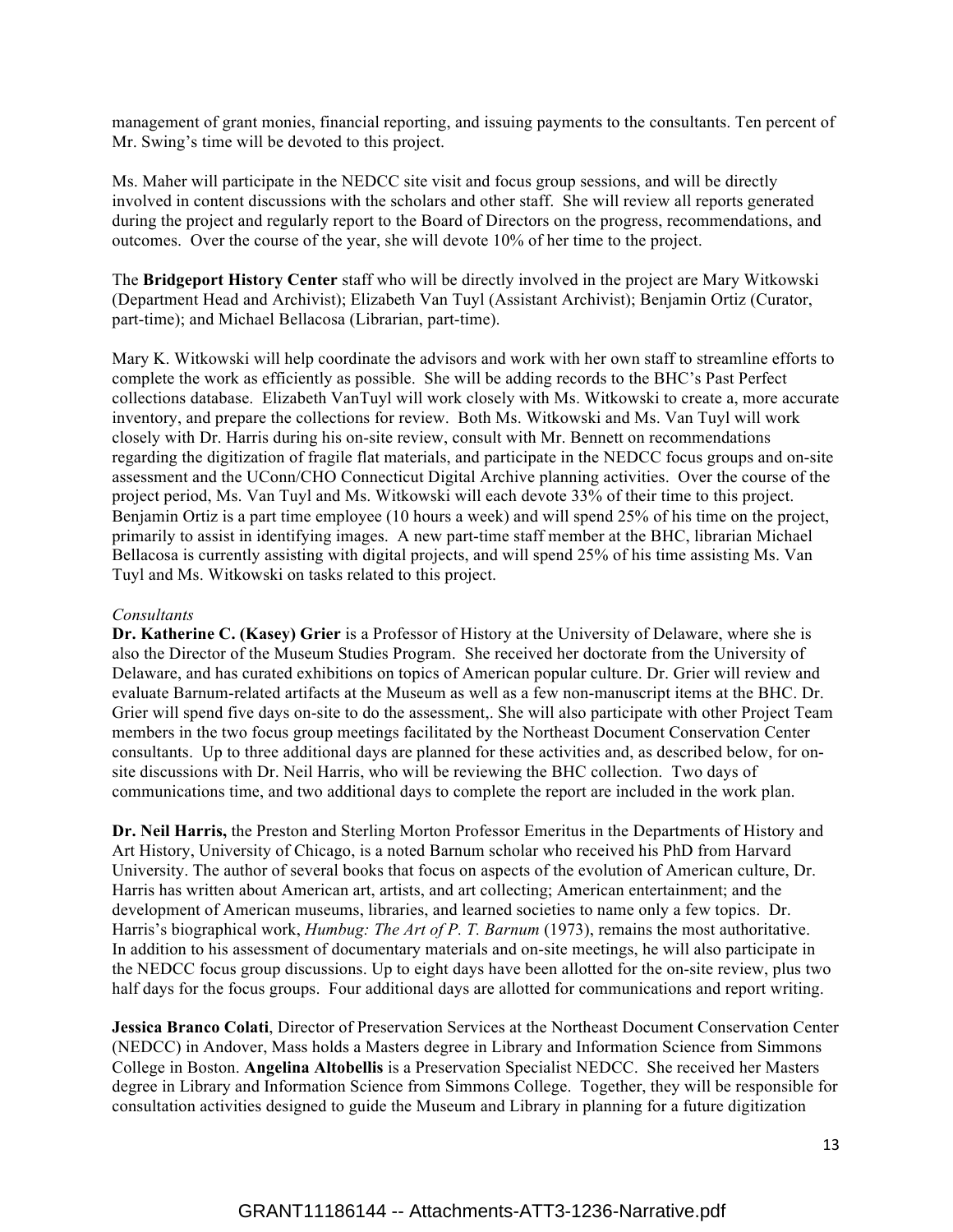management of grant monies, financial reporting, and issuing payments to the consultants. Ten percent of Mr. Swing's time will be devoted to this project.

Ms. Maher will participate in the NEDCC site visit and focus group sessions, and will be directly involved in content discussions with the scholars and other staff. She will review all reports generated during the project and regularly report to the Board of Directors on the progress, recommendations, and outcomes. Over the course of the year, she will devote 10% of her time to the project.

The **Bridgeport History Center** staff who will be directly involved in the project are Mary Witkowski (Department Head and Archivist); Elizabeth Van Tuyl (Assistant Archivist); Benjamin Ortiz (Curator, part-time); and Michael Bellacosa (Librarian, part-time).

Mary K. Witkowski will help coordinate the advisors and work with her own staff to streamline efforts to complete the work as efficiently as possible. She will be adding records to the BHC's Past Perfect collections database. Elizabeth VanTuyl will work closely with Ms. Witkowski to create a, more accurate inventory, and prepare the collections for review. Both Ms. Witkowski and Ms. Van Tuyl will work closely with Dr. Harris during his on-site review, consult with Mr. Bennett on recommendations regarding the digitization of fragile flat materials, and participate in the NEDCC focus groups and on-site assessment and the UConn/CHO Connecticut Digital Archive planning activities. Over the course of the project period, Ms. Van Tuyl and Ms. Witkowski will each devote 33% of their time to this project. Benjamin Ortiz is a part time employee (10 hours a week) and will spend 25% of his time on the project, primarily to assist in identifying images. A new part-time staff member at the BHC, librarian Michael Bellacosa is currently assisting with digital projects, and will spend 25% of his time assisting Ms. Van Tuyl and Ms. Witkowski on tasks related to this project.

*Consultants*

**Dr. Katherine C. (Kasey) Grier** is a Professor of History at the University of Delaware, where she is also the Director of the Museum Studies Program. She received her doctorate from the University of Delaware, and has curated exhibitions on topics of American popular culture. Dr. Grier will review and evaluate Barnum-related artifacts at the Museum as well as a few non-manuscript items at the BHC. Dr. Grier will spend five days on-site to do the assessment,. She will also participate with other Project Team members in the two focus group meetings facilitated by the Northeast Document Conservation Center consultants. Up to three additional days are planned for these activities and, as described below, for on-site discussions with Dr. Neil Harris, who will be reviewing the BHC collection. Two days of communications time, and two additional days to complete the report are included in the work plan.

**Dr. Neil Harris,** the Preston and Sterling Morton Professor Emeritus in the Departments of History and Art History, University of Chicago, is a noted Barnum scholar who received his PhD from Harvard University. The author of several books that focus on aspects of the evolution of American culture, Dr. Harris has written about American art, artists, and art collecting; American entertainment; and the development of American museums, libraries, and learned societies to name only a few topics. Dr. Harris's biographical work, *Humbug: The Art of P. T. Barnum* (1973), remains the most authoritative. In addition to his assessment of documentary materials and on-site meetings, he will also participate in the NEDCC focus group discussions. Up to eight days have been allotted for the on-site review, plus two half days for the focus groups. Four additional days are allotted for communications and report writing.

**Jessica Branco Colati**, Director of Preservation Services at the Northeast Document Conservation Center (NEDCC) in Andover, Mass holds a Masters degree in Library and Information Science from Simmons College in Boston. **Angelina Altobellis** is a Preservation Specialist NEDCC. She received her Masters degree in Library and Information Science from Simmons College. Together, they will be responsible for consultation activities designed to guide the Museum and Library in planning for a future digitization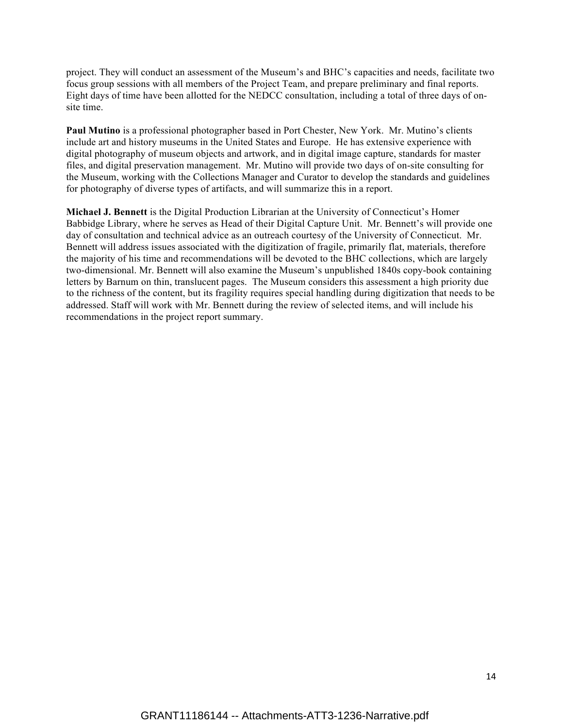project. They will conduct an assessment of the Museum's and BHC's capacities and needs, facilitate two focus group sessions with all members of the Project Team, and prepare preliminary and final reports. Eight days of time have been allotted for the NEDCC consultation, including a total of three days of on-site time.

**Paul Mutino** is a professional photographer based in Port Chester, New York. Mr. Mutino's clients include art and history museums in the United States and Europe. He has extensive experience with digital photography of museum objects and artwork, and in digital image capture, standards for master files, and digital preservation management. Mr. Mutino will provide two days of on-site consulting for the Museum, working with the Collections Manager and Curator to develop the standards and guidelines for photography of diverse types of artifacts, and will summarize this in a report.

**Michael J. Bennett** is the Digital Production Librarian at the University of Connecticut's Homer Babbidge Library, where he serves as Head of their Digital Capture Unit. Mr. Bennett's will provide one day of consultation and technical advice as an outreach courtesy of the University of Connecticut. Mr. Bennett will address issues associated with the digitization of fragile, primarily flat, materials, therefore the majority of his time and recommendations will be devoted to the BHC collections, which are largely two-dimensional. Mr. Bennett will also examine the Museum's unpublished 1840s copy-book containing letters by Barnum on thin, translucent pages. The Museum considers this assessment a high priority due to the richness of the content, but its fragility requires special handling during digitization that needs to be addressed. Staff will work with Mr. Bennett during the review of selected items, and will include his recommendations in the project report summary.